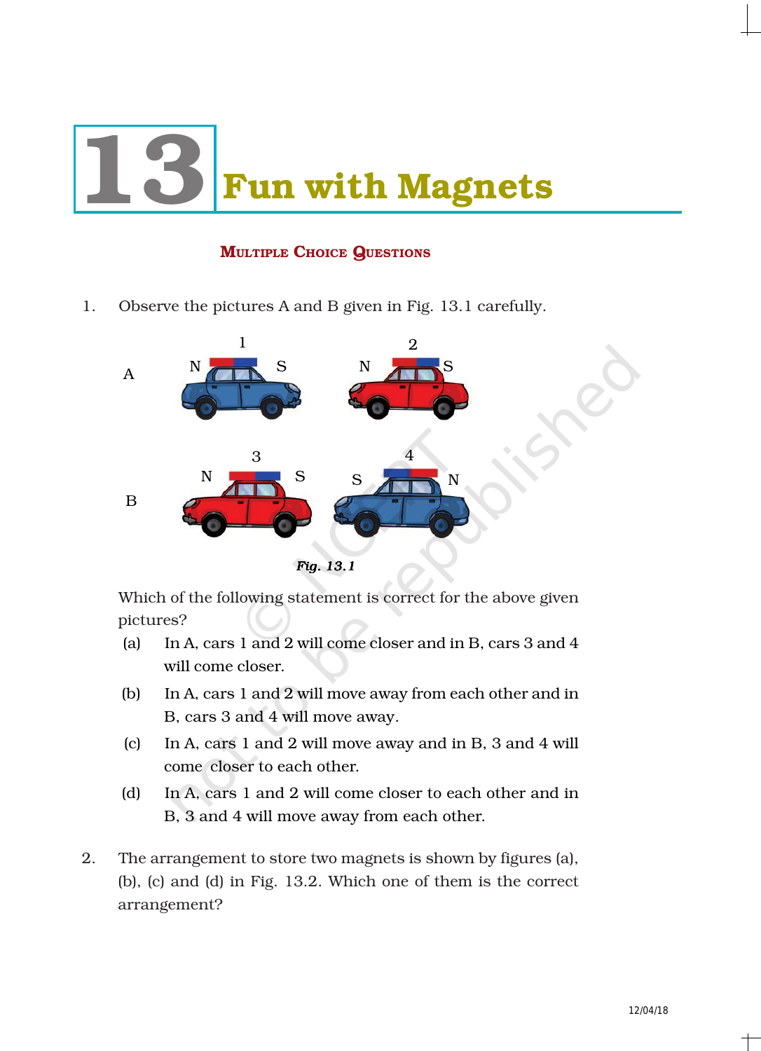# 13 Fun with Magnets

## Multiple Choice Questions

1. Observe the pictures A and B given in Fig. 13.1 carefully.

*Fig. 13.1*

Which of the following statement is correct for the above given pictures?

(a) In A, cars 1 and 2 will come closer and in B, cars 3 and 4 will come closer.

(b) In A, cars 1 and 2 will move away from each other and in B, cars 3 and 4 will move away.

(c) In A, cars 1 and 2 will move away and in B, 3 and 4 will come closer to each other.

(d) In A, cars 1 and 2 will come closer to each other and in B, 3 and 4 will move away from each other.

2. The arrangement to store two magnets is shown by figures (a), (b), (c) and (d) in Fig. 13.2. Which one of them is the correct arrangement?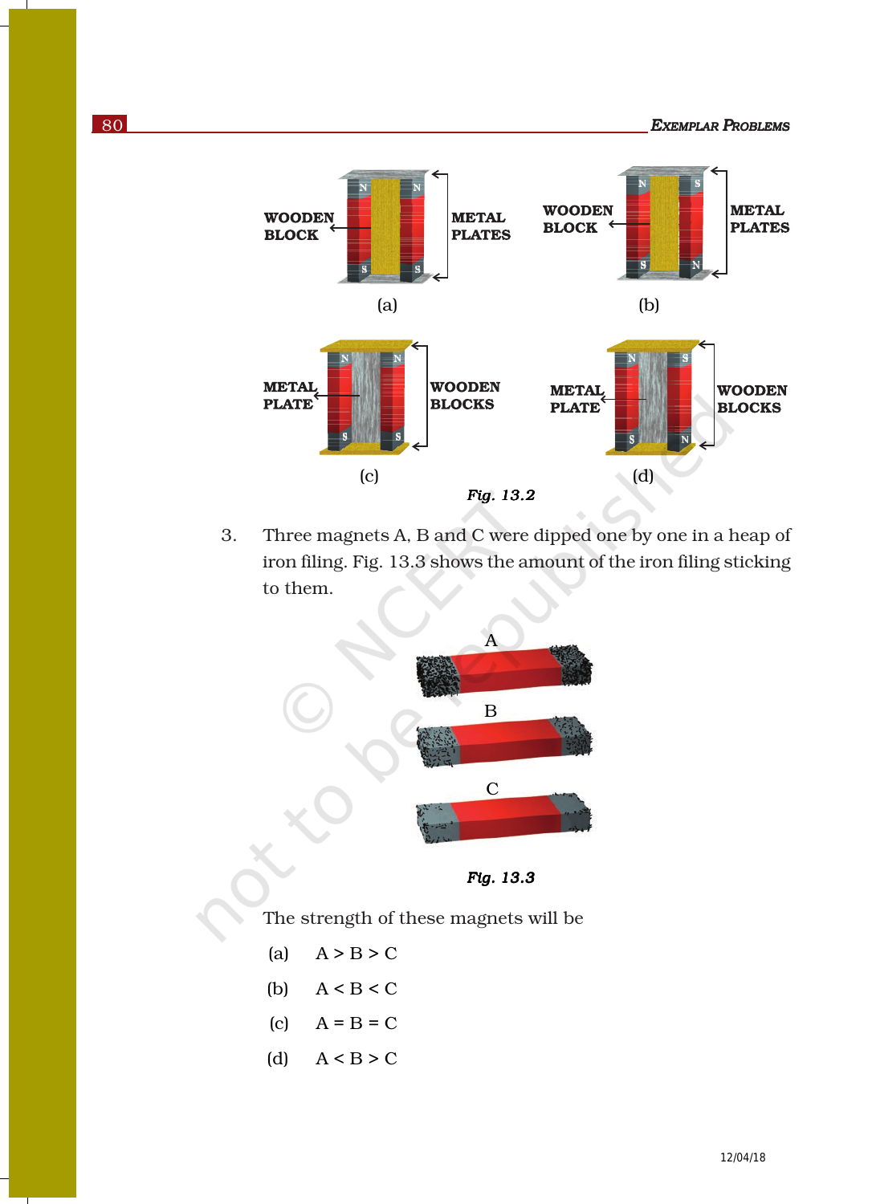WOODEN BLOCK

METAL PLATES

(a)

WOODEN BLOCK

METAL PLATES

(b)

METAL PLATE

WOODEN BLOCKS

(c)

METAL PLATE

WOODEN BLOCKS

(d)

*Fig. 13.2*

3. Three magnets A, B and C were dipped one by one in a heap of iron filing. Fig. 13.3 shows the amount of the iron filing sticking to them.

A

B

C

*Fig. 13.3*

The strength of these magnets will be

(a) A > B > C

(b) A < B < C

(c) A = B = C

(d) A < B > C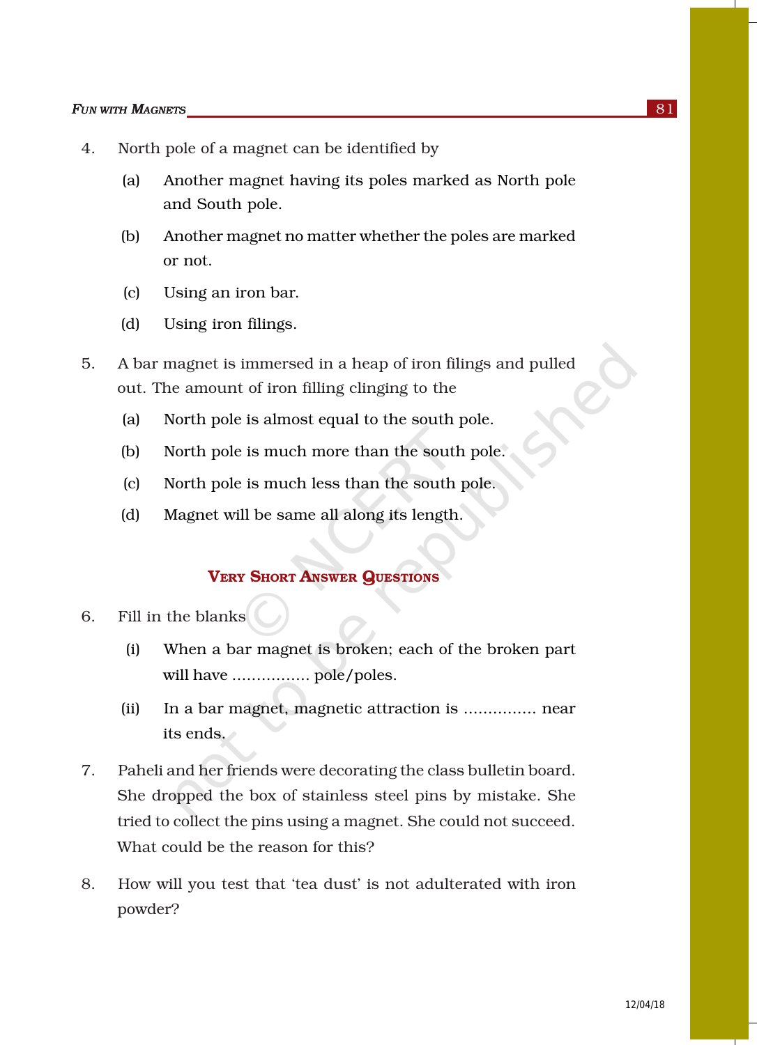4. North pole of a magnet can be identified by

    (a) Another magnet having its poles marked as North pole and South pole.

    (b) Another magnet no matter whether the poles are marked or not.

    (c) Using an iron bar.

    (d) Using iron filings.

5. A bar magnet is immersed in a heap of iron filings and pulled out. The amount of iron filling clinging to the

    (a) North pole is almost equal to the south pole.

    (b) North pole is much more than the south pole.

    (c) North pole is much less than the south pole.

    (d) Magnet will be same all along its length.

## Very Short Answer Questions

6. Fill in the blanks

    (i) When a bar magnet is broken; each of the broken part will have ................ pole/poles.

    (ii) In a bar magnet, magnetic attraction is ............... near its ends.

7. Paheli and her friends were decorating the class bulletin board. She dropped the box of stainless steel pins by mistake. She tried to collect the pins using a magnet. She could not succeed. What could be the reason for this?

8. How will you test that 'tea dust' is not adulterated with iron powder?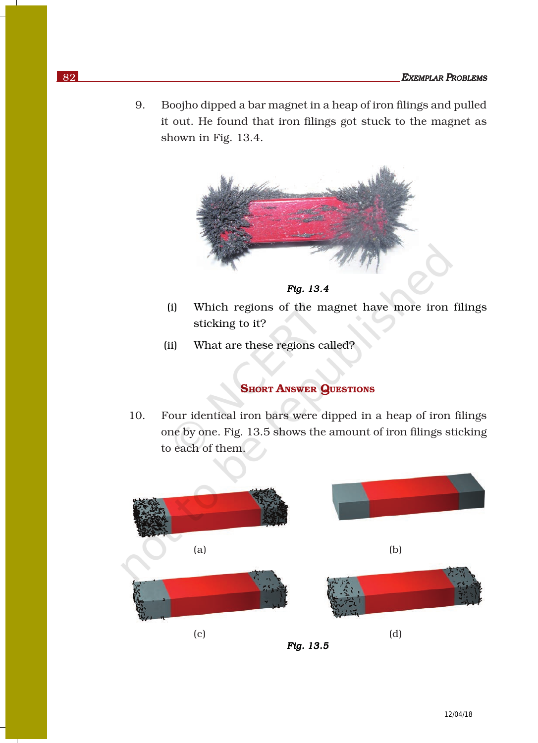9. Boojho dipped a bar magnet in a heap of iron filings and pulled it out. He found that iron filings got stuck to the magnet as shown in Fig. 13.4.

*Fig. 13.4*

   (i) Which regions of the magnet have more iron filings sticking to it?

   (ii) What are these regions called?

## Short Answer Questions

10. Four identical iron bars were dipped in a heap of iron filings one by one. Fig. 13.5 shows the amount of iron filings sticking to each of them.

(a) (b) (c) (d)

*Fig. 13.5*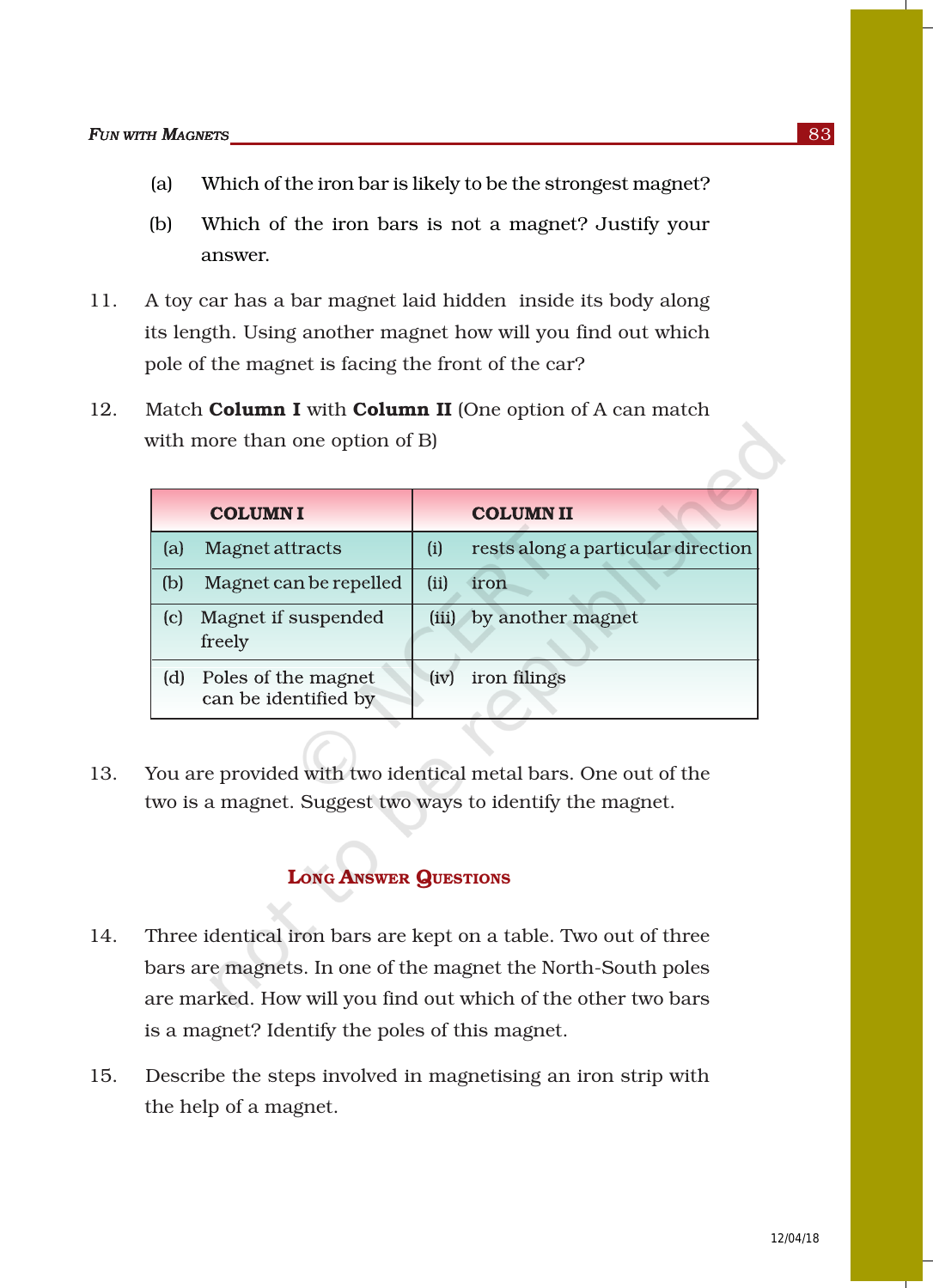(a) Which of the iron bar is likely to be the strongest magnet?

(b) Which of the iron bars is not a magnet? Justify your answer.

11. A toy car has a bar magnet laid hidden inside its body along its length. Using another magnet how will you find out which pole of the magnet is facing the front of the car?

12. Match **Column I** with **Column II** (One option of A can match with more than one option of B)

| COLUMN I | COLUMN II |
|---|---|
| (a) Magnet attracts | (i) rests along a particular direction |
| (b) Magnet can be repelled | (ii) iron |
| (c) Magnet if suspended freely | (iii) by another magnet |
| (d) Poles of the magnet can be identified by | (iv) iron filings |

13. You are provided with two identical metal bars. One out of the two is a magnet. Suggest two ways to identify the magnet.

## Long Answer Questions

14. Three identical iron bars are kept on a table. Two out of three bars are magnets. In one of the magnet the North-South poles are marked. How will you find out which of the other two bars is a magnet? Identify the poles of this magnet.

15. Describe the steps involved in magnetising an iron strip with the help of a magnet.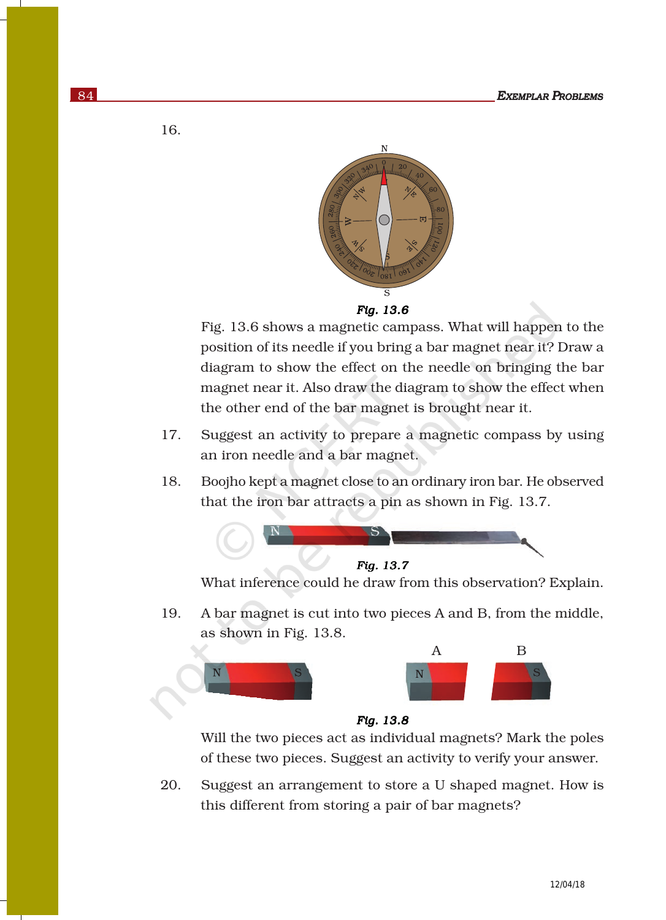16.

N

S

*Fig. 13.6*

Fig. 13.6 shows a magnetic campass. What will happen to the position of its needle if you bring a bar magnet near it? Draw a diagram to show the effect on the needle on bringing the bar magnet near it. Also draw the diagram to show the effect when the other end of the bar magnet is brought near it.

17. Suggest an activity to prepare a magnetic compass by using an iron needle and a bar magnet.

18. Boojho kept a magnet close to an ordinary iron bar. He observed that the iron bar attracts a pin as shown in Fig. 13.7.

N S

*Fig. 13.7*

What inference could he draw from this observation? Explain.

19. A bar magnet is cut into two pieces A and B, from the middle, as shown in Fig. 13.8.

N S

A B

N S

*Fig. 13.8*

Will the two pieces act as individual magnets? Mark the poles of these two pieces. Suggest an activity to verify your answer.

20. Suggest an arrangement to store a U shaped magnet. How is this different from storing a pair of bar magnets?